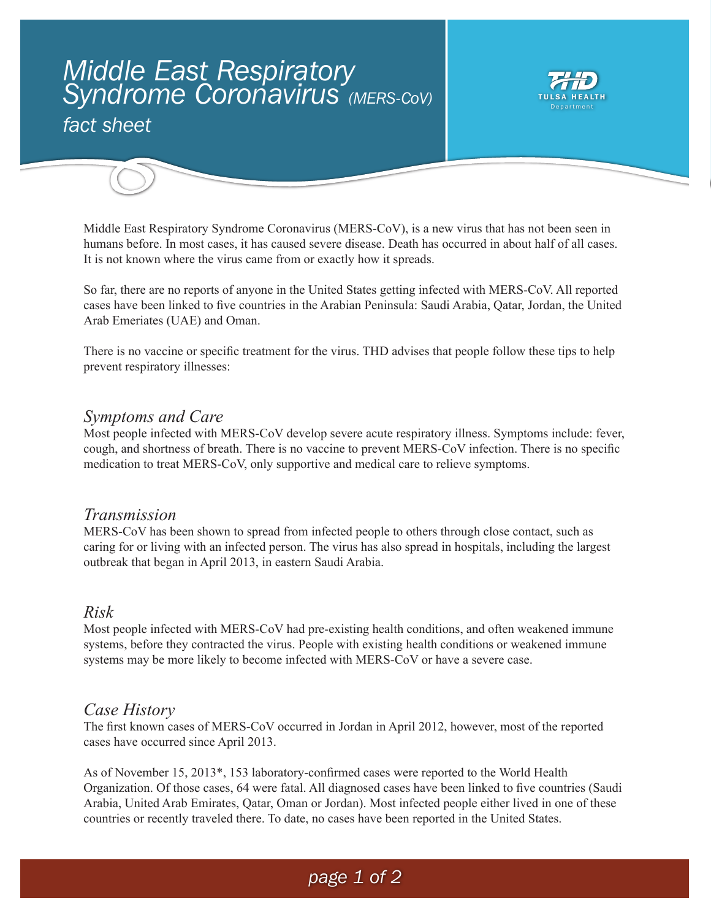# Middle East Respiratory Syndrome Coronavirus *(MERS-CoV)* fact sheet

TULSA HEALTH Department

Middle East Respiratory Syndrome Coronavirus (MERS-CoV), is a new virus that has not been seen in humans before. In most cases, it has caused severe disease. Death has occurred in about half of all cases. It is not known where the virus came from or exactly how it spreads.

So far, there are no reports of anyone in the United States getting infected with MERS-CoV. All reported cases have been linked to five countries in the Arabian Peninsula: Saudi Arabia, Qatar, Jordan, the United Arab Emeriates (UAE) and Oman.

There is no vaccine or specific treatment for the virus. THD advises that people follow these tips to help prevent respiratory illnesses:

## *Symptoms and Care*

Most people infected with MERS-CoV develop severe acute respiratory illness. Symptoms include: fever, cough, and shortness of breath. There is no vaccine to prevent MERS-CoV infection. There is no specific medication to treat MERS-CoV, only supportive and medical care to relieve symptoms.

## *Transmission*

MERS-CoV has been shown to spread from infected people to others through close contact, such as caring for or living with an infected person. The virus has also spread in hospitals, including the largest outbreak that began in April 2013, in eastern Saudi Arabia.

## *Risk*

Most people infected with MERS-CoV had pre-existing health conditions, and often weakened immune systems, before they contracted the virus. People with existing health conditions or weakened immune systems may be more likely to become infected with MERS-CoV or have a severe case.

## *Case History*

The first known cases of MERS-CoV occurred in Jordan in April 2012, however, most of the reported cases have occurred since April 2013.

As of November 15, 2013*, 153 laboratory-confirmed cases were reported to the World Health Organization. Of those cases, 64 were fatal. All diagnosed cases have been linked to five countries (Saudi Arabia, United Arab Emirates, Qatar, Oman or Jordan). Most infected people either lived in one of these countries or recently traveled there. To date, no cases have been reported in the United States.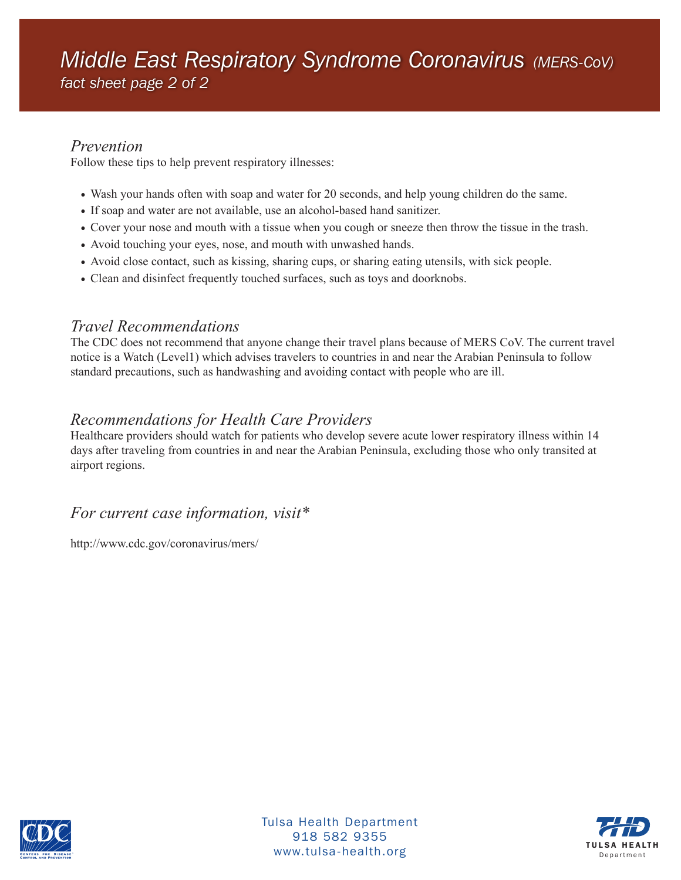# *Middle East Respiratory Syndrome Coronavirus (MERS-CoV)*

*fact sheet page 2 of 2*

## *Prevention*

Follow these tips to help prevent respiratory illnesses:

- Wash your hands often with soap and water for 20 seconds, and help young children do the same.
- If soap and water are not available, use an alcohol-based hand sanitizer.
- Cover your nose and mouth with a tissue when you cough or sneeze then throw the tissue in the trash.
- Avoid touching your eyes, nose, and mouth with unwashed hands.
- Avoid close contact, such as kissing, sharing cups, or sharing eating utensils, with sick people.
- Clean and disinfect frequently touched surfaces, such as toys and doorknobs.

## *Travel Recommendations*

The CDC does not recommend that anyone change their travel plans because of MERS CoV. The current travel notice is a Watch (Level1) which advises travelers to countries in and near the Arabian Peninsula to follow standard precautions, such as handwashing and avoiding contact with people who are ill.

## *Recommendations for Health Care Providers*

Healthcare providers should watch for patients who develop severe acute lower respiratory illness within 14 days after traveling from countries in and near the Arabian Peninsula, excluding those who only transited at airport regions.

## *For current case information, visit**

http://www.cdc.gov/coronavirus/mers/

Tulsa Health Department
918 582 9355
www.tulsa-health.org